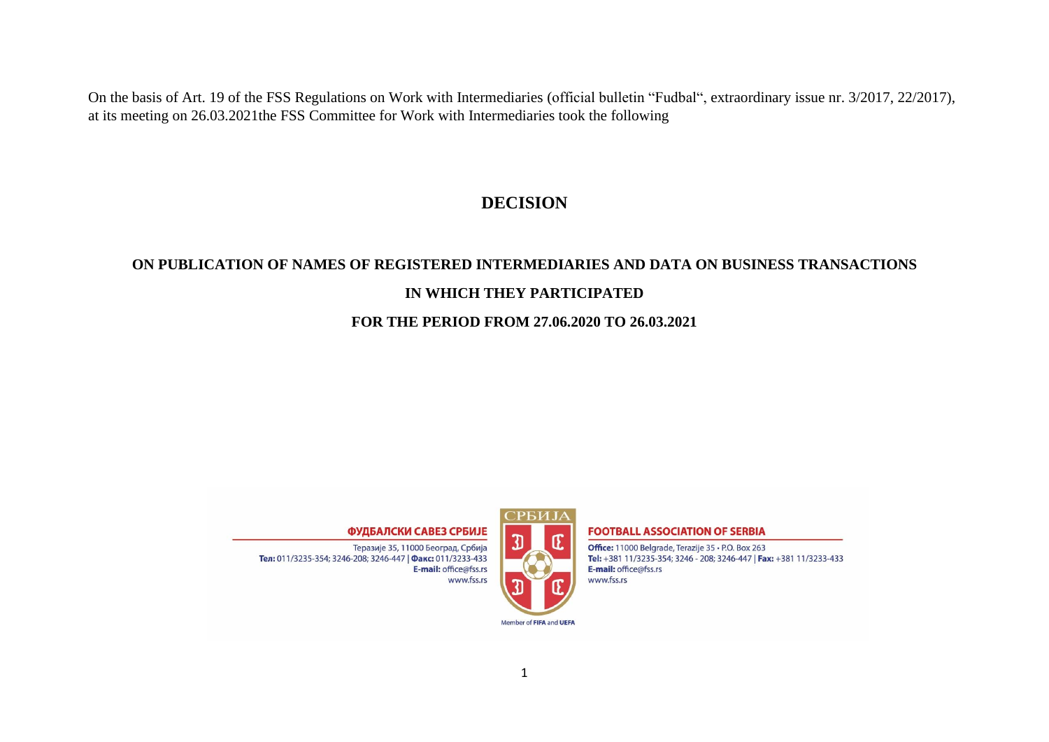On the basis of Art. 19 of the FSS Regulations on Work with Intermediaries (official bulletin "Fudbal", extraordinary issue nr. 3/2017, 22/2017), at its meeting on 26.03.2021the FSS Committee for Work with Intermediaries took the following

# DECISION

## ON PUBLICATION OF NAMES OF REGISTERED INTERMEDIARIES AND DATA ON BUSINESS TRANSACTIONS IN WHICH THEY PARTICIPATED FOR THE PERIOD FROM 27.06.2020 TO 26.03.2021

**ФУДБАЛСКИ САВЕЗ СРБИЈЕ**

Теразије 35, 11000 Београд, Србија
**Тел:** 011/3235-354; 3246-208; 3246-447 | **Факс:** 011/3233-433
**E-mail:** office@fss.rs
www.fss.rs

СРБИЈА

Member of **FIFA** and **UEFA**

**FOOTBALL ASSOCIATION OF SERBIA**

**Office:** 11000 Belgrade, Terazije 35 • P.O. Box 263
**Tel:** +381 11/3235-354; 3246 - 208; 3246-447 | **Fax:** +381 11/3233-433
**E-mail:** office@fss.rs
www.fss.rs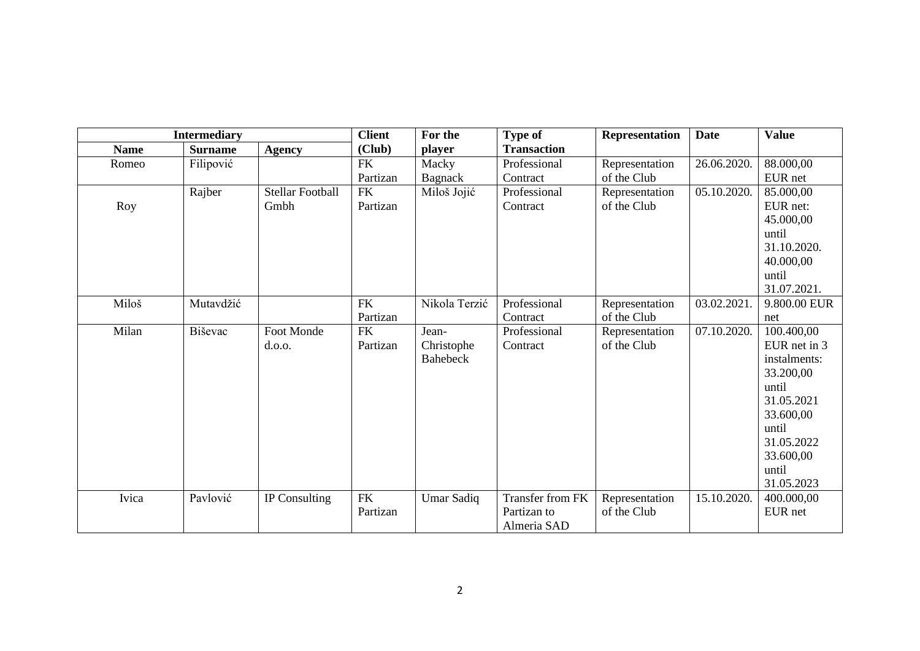| Intermediary | | | Client (Club) | For the player | Type of Transaction | Representation | Date | Value |
|---|---|---|---|---|---|---|---|---|
| Name | Surname | Agency | | | | | | |
| Romeo | Filipović | | FK Partizan | Macky Bagnack | Professional Contract | Representation of the Club | 26.06.2020. | 88.000,00 EUR net |
| Roy | Rajber | Stellar Football Gmbh | FK Partizan | Miloš Jojić | Professional Contract | Representation of the Club | 05.10.2020. | 85.000,00 EUR net: 45.000,00 until 31.10.2020. 40.000,00 until 31.07.2021. |
| Miloš | Mutavdžić | | FK Partizan | Nikola Terzić | Professional Contract | Representation of the Club | 03.02.2021. | 9.800.00 EUR net |
| Milan | Biševac | Foot Monde d.o.o. | FK Partizan | Jean-Christophe Bahebeck | Professional Contract | Representation of the Club | 07.10.2020. | 100.400,00 EUR net in 3 instalments: 33.200,00 until 31.05.2021 33.600,00 until 31.05.2022 33.600,00 until 31.05.2023 |
| Ivica | Pavlović | IP Consulting | FK Partizan | Umar Sadiq | Transfer from FK Partizan to Almeria SAD | Representation of the Club | 15.10.2020. | 400.000,00 EUR net |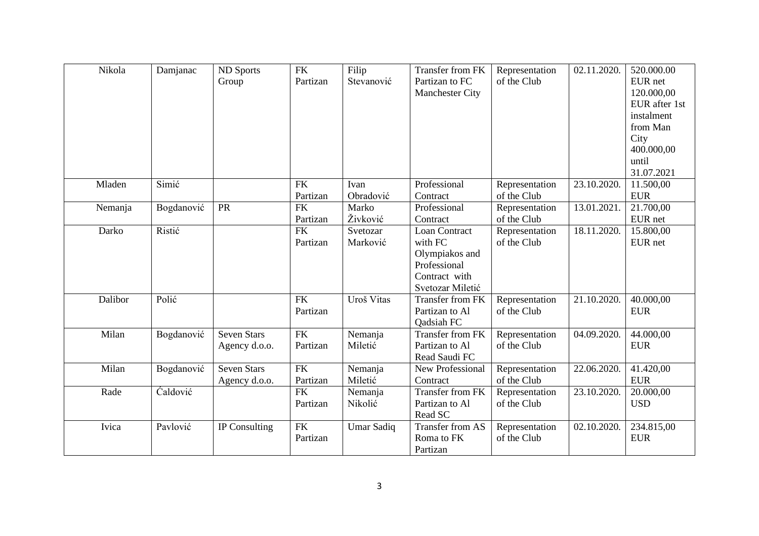| Nikola | Damjanac | ND Sports Group | FK Partizan | Filip Stevanović | Transfer from FK Partizan to FC Manchester City | Representation of the Club | 02.11.2020. | 520.000.00 EUR net 120.000,00 EUR after 1st instalment from Man City 400.000,00 until 31.07.2021 |
|---|---|---|---|---|---|---|---|---|
| Mladen | Simić | | FK Partizan | Ivan Obradović | Professional Contract | Representation of the Club | 23.10.2020. | 11.500,00 EUR |
| Nemanja | Bogdanović | PR | FK Partizan | Marko Živković | Professional Contract | Representation of the Club | 13.01.2021. | 21.700,00 EUR net |
| Darko | Ristić | | FK Partizan | Svetozar Marković | Loan Contract with FC Olympiakos and Professional Contract with Svetozar Miletić | Representation of the Club | 18.11.2020. | 15.800,00 EUR net |
| Dalibor | Polić | | FK Partizan | Uroš Vitas | Transfer from FK Partizan to Al Qadsiah FC | Representation of the Club | 21.10.2020. | 40.000,00 EUR |
| Milan | Bogdanović | Seven Stars Agency d.o.o. | FK Partizan | Nemanja Miletić | Transfer from FK Partizan to Al Read Saudi FC | Representation of the Club | 04.09.2020. | 44.000,00 EUR |
| Milan | Bogdanović | Seven Stars Agency d.o.o. | FK Partizan | Nemanja Miletić | New Professional Contract | Representation of the Club | 22.06.2020. | 41.420,00 EUR |
| Rade | Ćaldović | | FK Partizan | Nemanja Nikolić | Transfer from FK Partizan to Al Read SC | Representation of the Club | 23.10.2020. | 20.000,00 USD |
| Ivica | Pavlović | IP Consulting | FK Partizan | Umar Sadiq | Transfer from AS Roma to FK Partizan | Representation of the Club | 02.10.2020. | 234.815,00 EUR |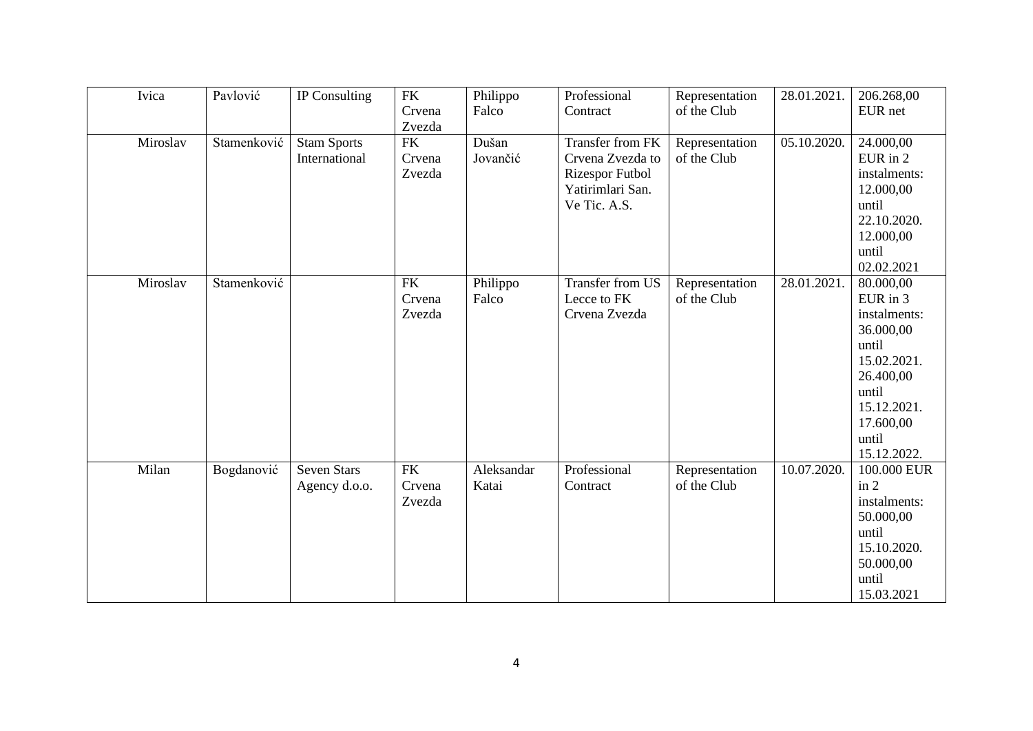| Ivica | Pavlović | IP Consulting | FK Crvena Zvezda | Philippo Falco | Professional Contract | Representation of the Club | 28.01.2021. | 206.268,00 EUR net |
|---|---|---|---|---|---|---|---|---|
| Miroslav | Stamenković | Stam Sports International | FK Crvena Zvezda | Dušan Jovančić | Transfer from FK Crvena Zvezda to Rizespor Futbol Yatirimlari San. Ve Tic. A.S. | Representation of the Club | 05.10.2020. | 24.000,00 EUR in 2 instalments: 12.000,00 until 22.10.2020. 12.000,00 until 02.02.2021 |
| Miroslav | Stamenković | | FK Crvena Zvezda | Philippo Falco | Transfer from US Lecce to FK Crvena Zvezda | Representation of the Club | 28.01.2021. | 80.000,00 EUR in 3 instalments: 36.000,00 until 15.02.2021. 26.400,00 until 15.12.2021. 17.600,00 until 15.12.2022. |
| Milan | Bogdanović | Seven Stars Agency d.o.o. | FK Crvena Zvezda | Aleksandar Katai | Professional Contract | Representation of the Club | 10.07.2020. | 100.000 EUR in 2 instalments: 50.000,00 until 15.10.2020. 50.000,00 until 15.03.2021 |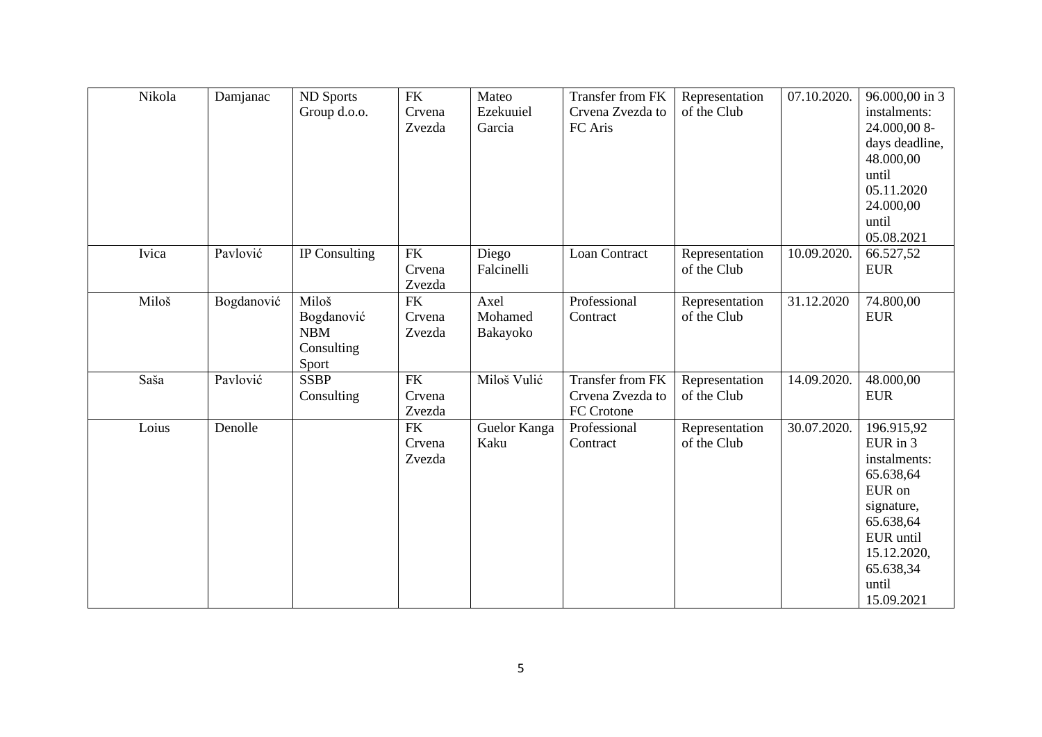| Nikola | Damjanac | ND Sports Group d.o.o. | FK Crvena Zvezda | Mateo Ezekuuiel Garcia | Transfer from FK Crvena Zvezda to FC Aris | Representation of the Club | 07.10.2020. | 96.000,00 in 3 instalments: 24.000,00 8-days deadline, 48.000,00 until 05.11.2020 24.000,00 until 05.08.2021 |
|---|---|---|---|---|---|---|---|---|
| Ivica | Pavlović | IP Consulting | FK Crvena Zvezda | Diego Falcinelli | Loan Contract | Representation of the Club | 10.09.2020. | 66.527,52 EUR |
| Miloš | Bogdanović | Miloš Bogdanović NBM Consulting Sport | FK Crvena Zvezda | Axel Mohamed Bakayoko | Professional Contract | Representation of the Club | 31.12.2020 | 74.800,00 EUR |
| Saša | Pavlović | SSBP Consulting | FK Crvena Zvezda | Miloš Vulić | Transfer from FK Crvena Zvezda to FC Crotone | Representation of the Club | 14.09.2020. | 48.000,00 EUR |
| Loius | Denolle | | FK Crvena Zvezda | Guelor Kanga Kaku | Professional Contract | Representation of the Club | 30.07.2020. | 196.915,92 EUR in 3 instalments: 65.638,64 EUR on signature, 65.638,64 EUR until 15.12.2020, 65.638,34 until 15.09.2021 |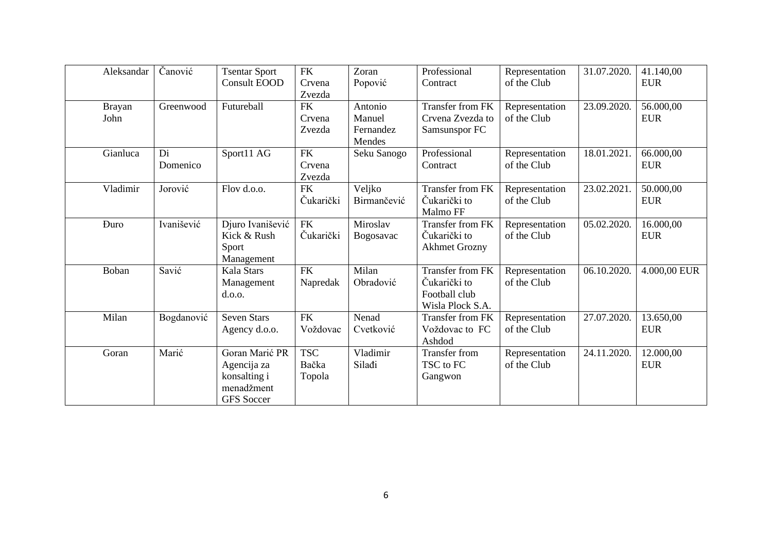| Aleksandar | Čanović | Tsentar Sport Consult EOOD | FK Crvena Zvezda | Zoran Popović | Professional Contract | Representation of the Club | 31.07.2020. | 41.140,00 EUR |
|---|---|---|---|---|---|---|---|---|
| Brayan John | Greenwood | Futureball | FK Crvena Zvezda | Antonio Manuel Fernandez Mendes | Transfer from FK Crvena Zvezda to Samsunspor FC | Representation of the Club | 23.09.2020. | 56.000,00 EUR |
| Gianluca | Di Domenico | Sport11 AG | FK Crvena Zvezda | Seku Sanogo | Professional Contract | Representation of the Club | 18.01.2021. | 66.000,00 EUR |
| Vladimir | Jorović | Flov d.o.o. | FK Čukarički | Veljko Birmančević | Transfer from FK Čukarički to Malmo FF | Representation of the Club | 23.02.2021. | 50.000,00 EUR |
| Đuro | Ivanišević | Djuro Ivanišević Kick & Rush Sport Management | FK Čukarički | Miroslav Bogosavac | Transfer from FK Čukarički to Akhmet Grozny | Representation of the Club | 05.02.2020. | 16.000,00 EUR |
| Boban | Savić | Kala Stars Management d.o.o. | FK Napredak | Milan Obradović | Transfer from FK Čukarički to Football club Wisla Plock S.A. | Representation of the Club | 06.10.2020. | 4.000,00 EUR |
| Milan | Bogdanović | Seven Stars Agency d.o.o. | FK Voždovac | Nenad Cvetković | Transfer from FK Voždovac to FC Ashdod | Representation of the Club | 27.07.2020. | 13.650,00 EUR |
| Goran | Marić | Goran Marić PR Agencija za konsalting i menadžment GFS Soccer | TSC Bačka Topola | Vladimir Silađi | Transfer from TSC to FC Gangwon | Representation of the Club | 24.11.2020. | 12.000,00 EUR |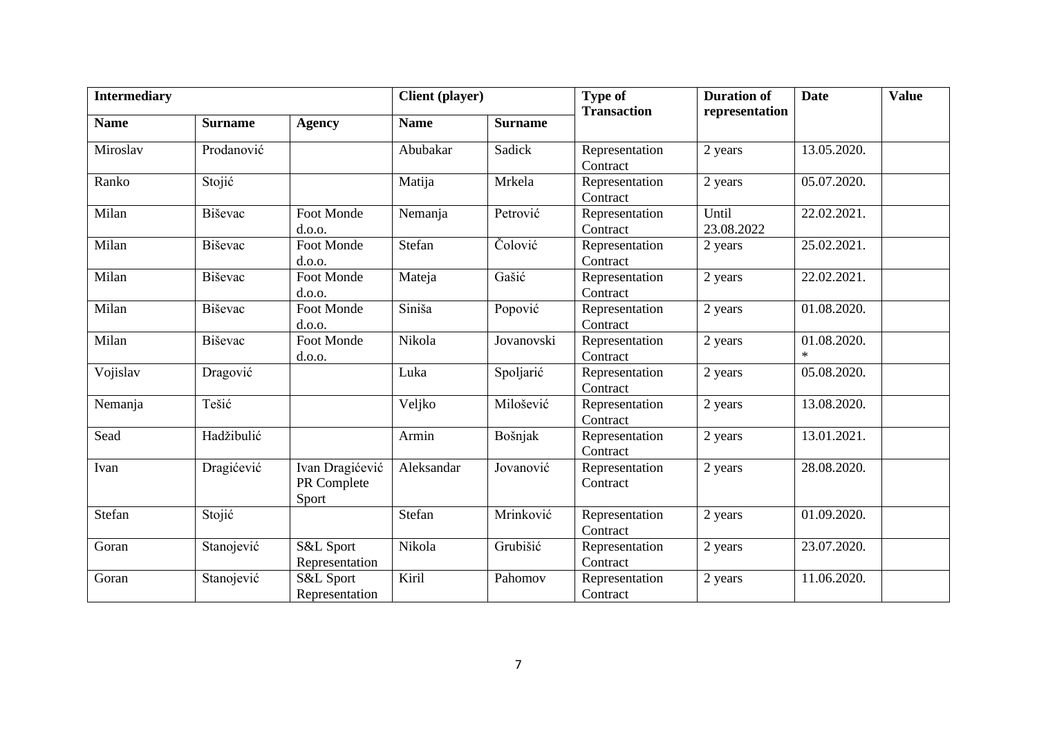| Intermediary | | | Client (player) | | Type of Transaction | Duration of representation | Date | Value |
|---|---|---|---|---|---|---|---|---|
| Name | Surname | Agency | Name | Surname | | | | |
| Miroslav | Prodanović | | Abubakar | Sadick | Representation Contract | 2 years | 13.05.2020. | |
| Ranko | Stojić | | Matija | Mrkela | Representation Contract | 2 years | 05.07.2020. | |
| Milan | Biševac | Foot Monde d.o.o. | Nemanja | Petrović | Representation Contract | Until 23.08.2022 | 22.02.2021. | |
| Milan | Biševac | Foot Monde d.o.o. | Stefan | Čolović | Representation Contract | 2 years | 25.02.2021. | |
| Milan | Biševac | Foot Monde d.o.o. | Mateja | Gašić | Representation Contract | 2 years | 22.02.2021. | |
| Milan | Biševac | Foot Monde d.o.o. | Siniša | Popović | Representation Contract | 2 years | 01.08.2020. | |
| Milan | Biševac | Foot Monde d.o.o. | Nikola | Jovanovski | Representation Contract | 2 years | 01.08.2020. * | |
| Vojislav | Dragović | | Luka | Spoljarić | Representation Contract | 2 years | 05.08.2020. | |
| Nemanja | Tešić | | Veljko | Milošević | Representation Contract | 2 years | 13.08.2020. | |
| Sead | Hadžibulić | | Armin | Bošnjak | Representation Contract | 2 years | 13.01.2021. | |
| Ivan | Dragićević | Ivan Dragićević PR Complete Sport | Aleksandar | Jovanović | Representation Contract | 2 years | 28.08.2020. | |
| Stefan | Stojić | | Stefan | Mrinković | Representation Contract | 2 years | 01.09.2020. | |
| Goran | Stanojević | S&L Sport Representation | Nikola | Grubišić | Representation Contract | 2 years | 23.07.2020. | |
| Goran | Stanojević | S&L Sport Representation | Kiril | Pahomov | Representation Contract | 2 years | 11.06.2020. | |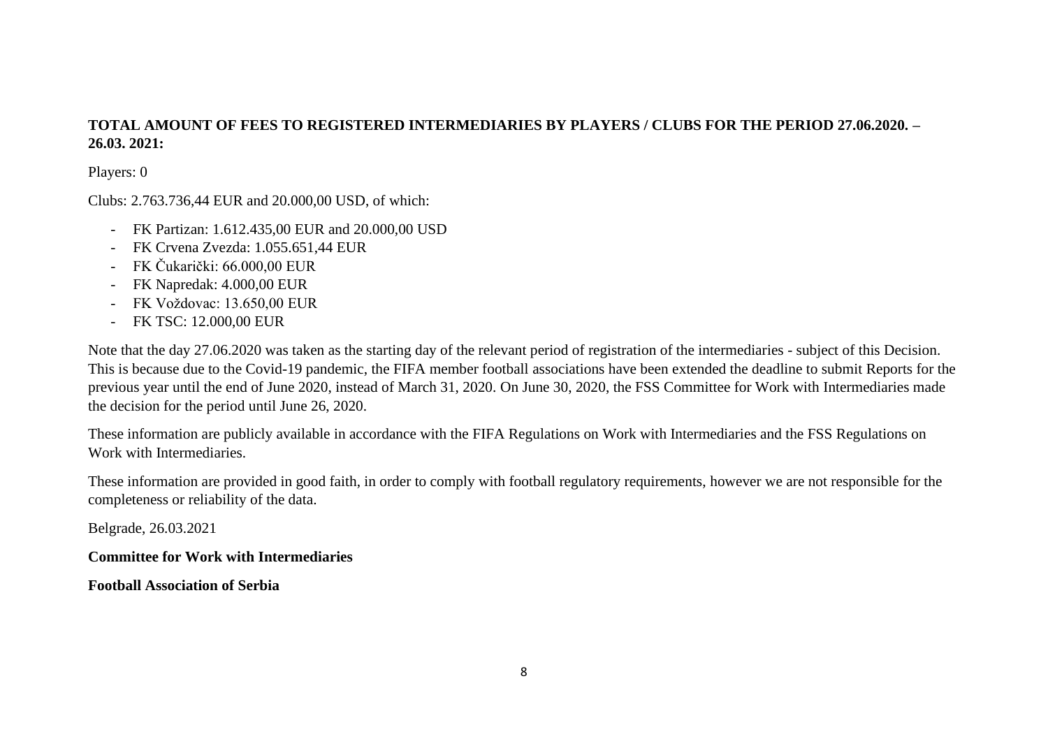**TOTAL AMOUNT OF FEES TO REGISTERED INTERMEDIARIES BY PLAYERS / CLUBS FOR THE PERIOD 27.06.2020. – 26.03. 2021:**

Players: 0

Clubs: 2.763.736,44 EUR and 20.000,00 USD, of which:

- FK Partizan: 1.612.435,00 EUR and 20.000,00 USD
- FK Crvena Zvezda: 1.055.651,44 EUR
- FK Čukarički: 66.000,00 EUR
- FK Napredak: 4.000,00 EUR
- FK Voždovac: 13.650,00 EUR
- FK TSC: 12.000,00 EUR

Note that the day 27.06.2020 was taken as the starting day of the relevant period of registration of the intermediaries - subject of this Decision. This is because due to the Covid-19 pandemic, the FIFA member football associations have been extended the deadline to submit Reports for the previous year until the end of June 2020, instead of March 31, 2020. On June 30, 2020, the FSS Committee for Work with Intermediaries made the decision for the period until June 26, 2020.

These information are publicly available in accordance with the FIFA Regulations on Work with Intermediaries and the FSS Regulations on Work with Intermediaries.

These information are provided in good faith, in order to comply with football regulatory requirements, however we are not responsible for the completeness or reliability of the data.

Belgrade, 26.03.2021

**Committee for Work with Intermediaries**

**Football Association of Serbia**